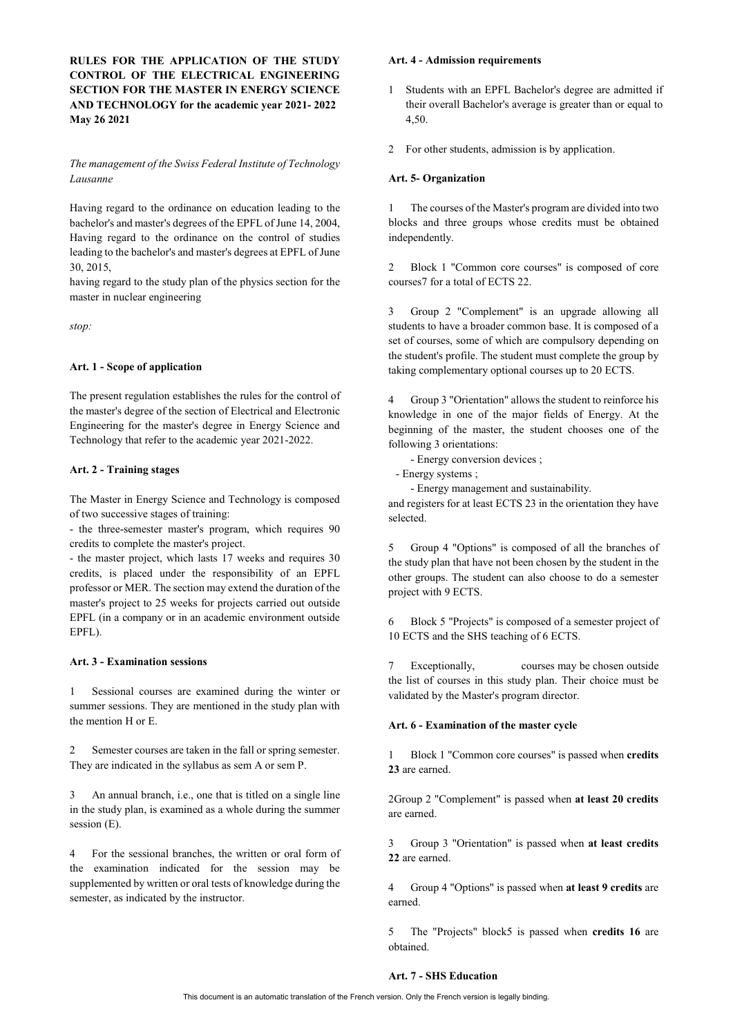**RULES FOR THE APPLICATION OF THE STUDY CONTROL OF THE ELECTRICAL ENGINEERING SECTION FOR THE MASTER IN ENERGY SCIENCE AND TECHNOLOGY for the academic year 2021- 2022 May 26 2021**

*The management of the Swiss Federal Institute of Technology Lausanne*

Having regard to the ordinance on education leading to the bachelor's and master's degrees of the EPFL of June 14, 2004, Having regard to the ordinance on the control of studies leading to the bachelor's and master's degrees at EPFL of June 30, 2015,

having regard to the study plan of the physics section for the master in nuclear engineering

*stop:*

**Art. 1 - Scope of application**

The present regulation establishes the rules for the control of the master's degree of the section of Electrical and Electronic Engineering for the master's degree in Energy Science and Technology that refer to the academic year 2021-2022.

**Art. 2 - Training stages**

The Master in Energy Science and Technology is composed of two successive stages of training:

- the three-semester master's program, which requires 90 credits to complete the master's project.
- the master project, which lasts 17 weeks and requires 30 credits, is placed under the responsibility of an EPFL professor or MER. The section may extend the duration of the master's project to 25 weeks for projects carried out outside EPFL (in a company or in an academic environment outside EPFL).

**Art. 3 - Examination sessions**

1 Sessional courses are examined during the winter or summer sessions. They are mentioned in the study plan with the mention H or E.

2 Semester courses are taken in the fall or spring semester. They are indicated in the syllabus as sem A or sem P.

3 An annual branch, i.e., one that is titled on a single line in the study plan, is examined as a whole during the summer session (E).

4 For the sessional branches, the written or oral form of the examination indicated for the session may be supplemented by written or oral tests of knowledge during the semester, as indicated by the instructor.

**Art. 4 - Admission requirements**

1 Students with an EPFL Bachelor's degree are admitted if their overall Bachelor's average is greater than or equal to 4,50.

2 For other students, admission is by application.

**Art. 5- Organization**

1 The courses of the Master's program are divided into two blocks and three groups whose credits must be obtained independently.

2 Block 1 "Common core courses" is composed of core courses7 for a total of ECTS 22.

3 Group 2 "Complement" is an upgrade allowing all students to have a broader common base. It is composed of a set of courses, some of which are compulsory depending on the student's profile. The student must complete the group by taking complementary optional courses up to 20 ECTS.

4 Group 3 "Orientation" allows the student to reinforce his knowledge in one of the major fields of Energy. At the beginning of the master, the student chooses one of the following 3 orientations:

- Energy conversion devices ;
- Energy systems ;
- Energy management and sustainability.

and registers for at least ECTS 23 in the orientation they have selected.

5 Group 4 "Options" is composed of all the branches of the study plan that have not been chosen by the student in the other groups. The student can also choose to do a semester project with 9 ECTS.

6 Block 5 "Projects" is composed of a semester project of 10 ECTS and the SHS teaching of 6 ECTS.

7 Exceptionally, courses may be chosen outside the list of courses in this study plan. Their choice must be validated by the Master's program director.

**Art. 6 - Examination of the master cycle**

1 Block 1 "Common core courses" is passed when **credits 23** are earned.

2Group 2 "Complement" is passed when **at least 20 credits** are earned.

3 Group 3 "Orientation" is passed when **at least credits 22** are earned.

4 Group 4 "Options" is passed when **at least 9 credits** are earned.

5 The "Projects" block5 is passed when **credits 16** are obtained.

**Art. 7 - SHS Education**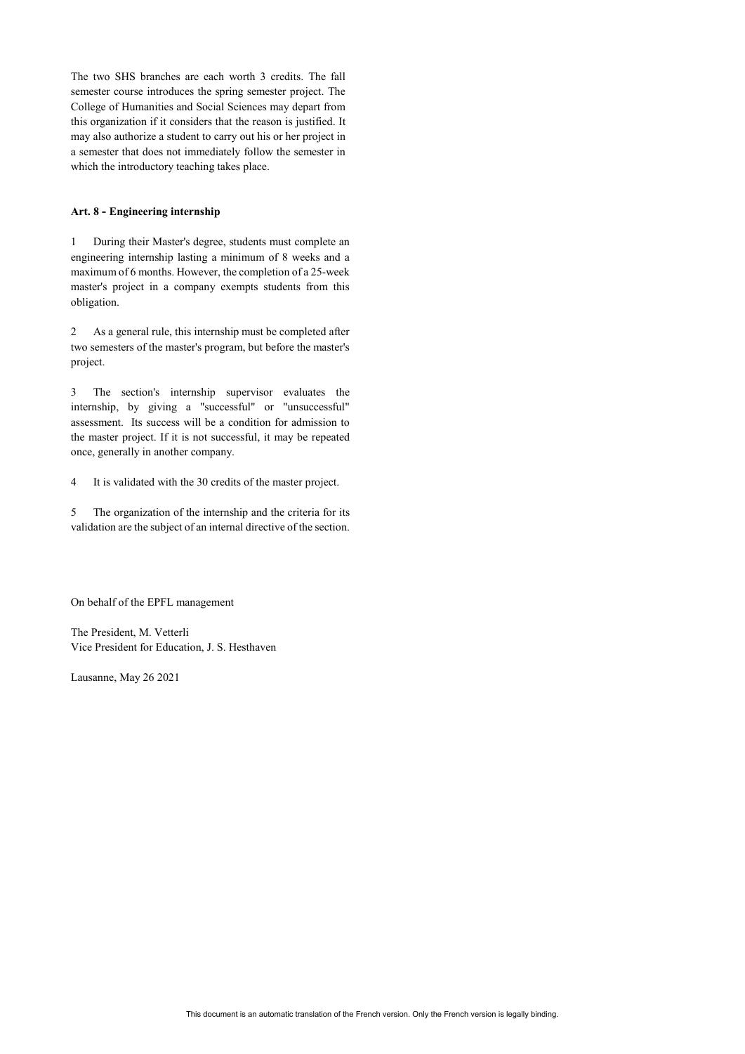The two SHS branches are each worth 3 credits. The fall semester course introduces the spring semester project. The College of Humanities and Social Sciences may depart from this organization if it considers that the reason is justified. It may also authorize a student to carry out his or her project in a semester that does not immediately follow the semester in which the introductory teaching takes place.

### Art. 8 - Engineering internship

1 During their Master's degree, students must complete an engineering internship lasting a minimum of 8 weeks and a maximum of 6 months. However, the completion of a 25-week master's project in a company exempts students from this obligation.

2 As a general rule, this internship must be completed after two semesters of the master's program, but before the master's project.

3 The section's internship supervisor evaluates the internship, by giving a "successful" or "unsuccessful" assessment. Its success will be a condition for admission to the master project. If it is not successful, it may be repeated once, generally in another company.

4 It is validated with the 30 credits of the master project.

5 The organization of the internship and the criteria for its validation are the subject of an internal directive of the section.

On behalf of the EPFL management

The President, M. Vetterli
Vice President for Education, J. S. Hesthaven

Lausanne, May 26 2021

This document is an automatic translation of the French version. Only the French version is legally binding.